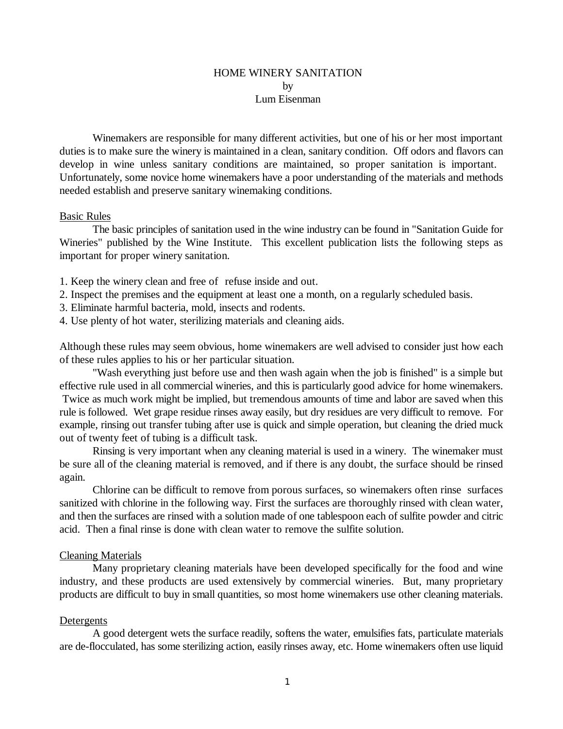# HOME WINERY SANITATION
by
Lum Eisenman

Winemakers are responsible for many different activities, but one of his or her most important duties is to make sure the winery is maintained in a clean, sanitary condition. Off odors and flavors can develop in wine unless sanitary conditions are maintained, so proper sanitation is important. Unfortunately, some novice home winemakers have a poor understanding of the materials and methods needed establish and preserve sanitary winemaking conditions.

## Basic Rules

The basic principles of sanitation used in the wine industry can be found in "Sanitation Guide for Wineries" published by the Wine Institute. This excellent publication lists the following steps as important for proper winery sanitation.

1. Keep the winery clean and free of refuse inside and out.
2. Inspect the premises and the equipment at least one a month, on a regularly scheduled basis.
3. Eliminate harmful bacteria, mold, insects and rodents.
4. Use plenty of hot water, sterilizing materials and cleaning aids.

Although these rules may seem obvious, home winemakers are well advised to consider just how each of these rules applies to his or her particular situation.

"Wash everything just before use and then wash again when the job is finished" is a simple but effective rule used in all commercial wineries, and this is particularly good advice for home winemakers. Twice as much work might be implied, but tremendous amounts of time and labor are saved when this rule is followed. Wet grape residue rinses away easily, but dry residues are very difficult to remove. For example, rinsing out transfer tubing after use is quick and simple operation, but cleaning the dried muck out of twenty feet of tubing is a difficult task.

Rinsing is very important when any cleaning material is used in a winery. The winemaker must be sure all of the cleaning material is removed, and if there is any doubt, the surface should be rinsed again.

Chlorine can be difficult to remove from porous surfaces, so winemakers often rinse surfaces sanitized with chlorine in the following way. First the surfaces are thoroughly rinsed with clean water, and then the surfaces are rinsed with a solution made of one tablespoon each of sulfite powder and citric acid. Then a final rinse is done with clean water to remove the sulfite solution.

## Cleaning Materials

Many proprietary cleaning materials have been developed specifically for the food and wine industry, and these products are used extensively by commercial wineries. But, many proprietary products are difficult to buy in small quantities, so most home winemakers use other cleaning materials.

## Detergents

A good detergent wets the surface readily, softens the water, emulsifies fats, particulate materials are de-flocculated, has some sterilizing action, easily rinses away, etc. Home winemakers often use liquid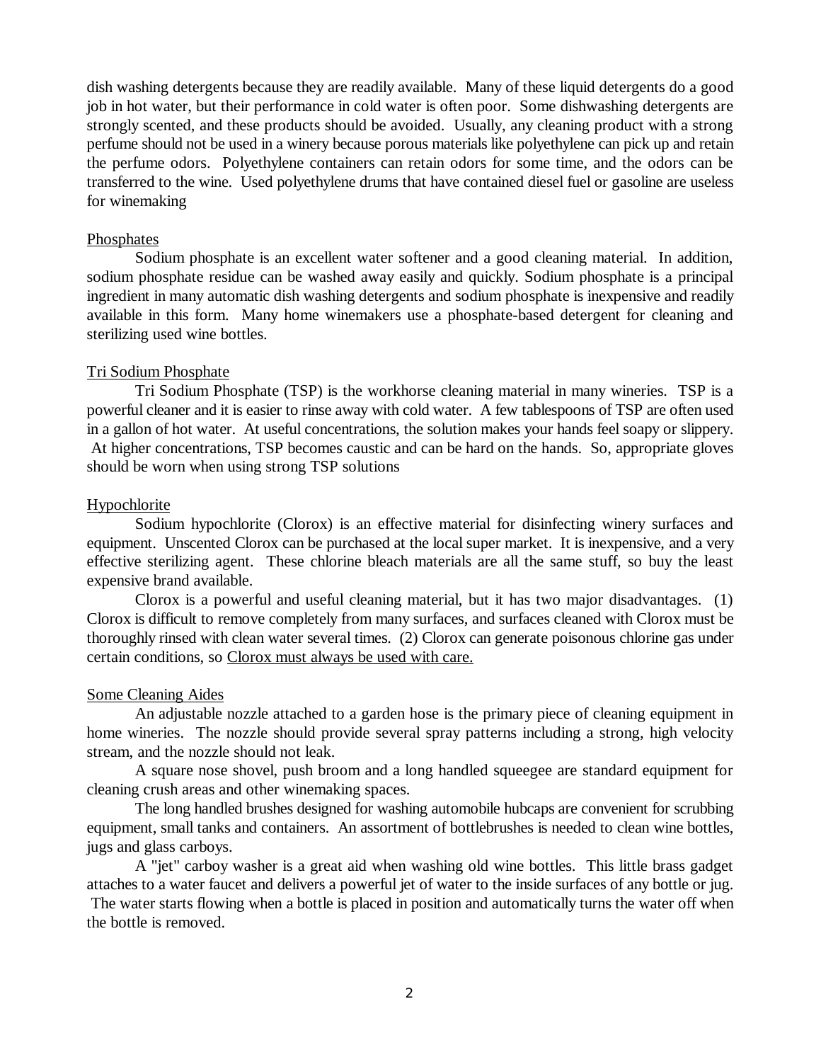dish washing detergents because they are readily available. Many of these liquid detergents do a good job in hot water, but their performance in cold water is often poor. Some dishwashing detergents are strongly scented, and these products should be avoided. Usually, any cleaning product with a strong perfume should not be used in a winery because porous materials like polyethylene can pick up and retain the perfume odors. Polyethylene containers can retain odors for some time, and the odors can be transferred to the wine. Used polyethylene drums that have contained diesel fuel or gasoline are useless for winemaking

<u>Phosphates</u>

Sodium phosphate is an excellent water softener and a good cleaning material. In addition, sodium phosphate residue can be washed away easily and quickly. Sodium phosphate is a principal ingredient in many automatic dish washing detergents and sodium phosphate is inexpensive and readily available in this form. Many home winemakers use a phosphate-based detergent for cleaning and sterilizing used wine bottles.

<u>Tri Sodium Phosphate</u>

Tri Sodium Phosphate (TSP) is the workhorse cleaning material in many wineries. TSP is a powerful cleaner and it is easier to rinse away with cold water. A few tablespoons of TSP are often used in a gallon of hot water. At useful concentrations, the solution makes your hands feel soapy or slippery. At higher concentrations, TSP becomes caustic and can be hard on the hands. So, appropriate gloves should be worn when using strong TSP solutions

<u>Hypochlorite</u>

Sodium hypochlorite (Clorox) is an effective material for disinfecting winery surfaces and equipment. Unscented Clorox can be purchased at the local super market. It is inexpensive, and a very effective sterilizing agent. These chlorine bleach materials are all the same stuff, so buy the least expensive brand available.

Clorox is a powerful and useful cleaning material, but it has two major disadvantages. (1) Clorox is difficult to remove completely from many surfaces, and surfaces cleaned with Clorox must be thoroughly rinsed with clean water several times. (2) Clorox can generate poisonous chlorine gas under certain conditions, so <u>Clorox must always be used with care.</u>

<u>Some Cleaning Aides</u>

An adjustable nozzle attached to a garden hose is the primary piece of cleaning equipment in home wineries. The nozzle should provide several spray patterns including a strong, high velocity stream, and the nozzle should not leak.

A square nose shovel, push broom and a long handled squeegee are standard equipment for cleaning crush areas and other winemaking spaces.

The long handled brushes designed for washing automobile hubcaps are convenient for scrubbing equipment, small tanks and containers. An assortment of bottlebrushes is needed to clean wine bottles, jugs and glass carboys.

A "jet" carboy washer is a great aid when washing old wine bottles. This little brass gadget attaches to a water faucet and delivers a powerful jet of water to the inside surfaces of any bottle or jug. The water starts flowing when a bottle is placed in position and automatically turns the water off when the bottle is removed.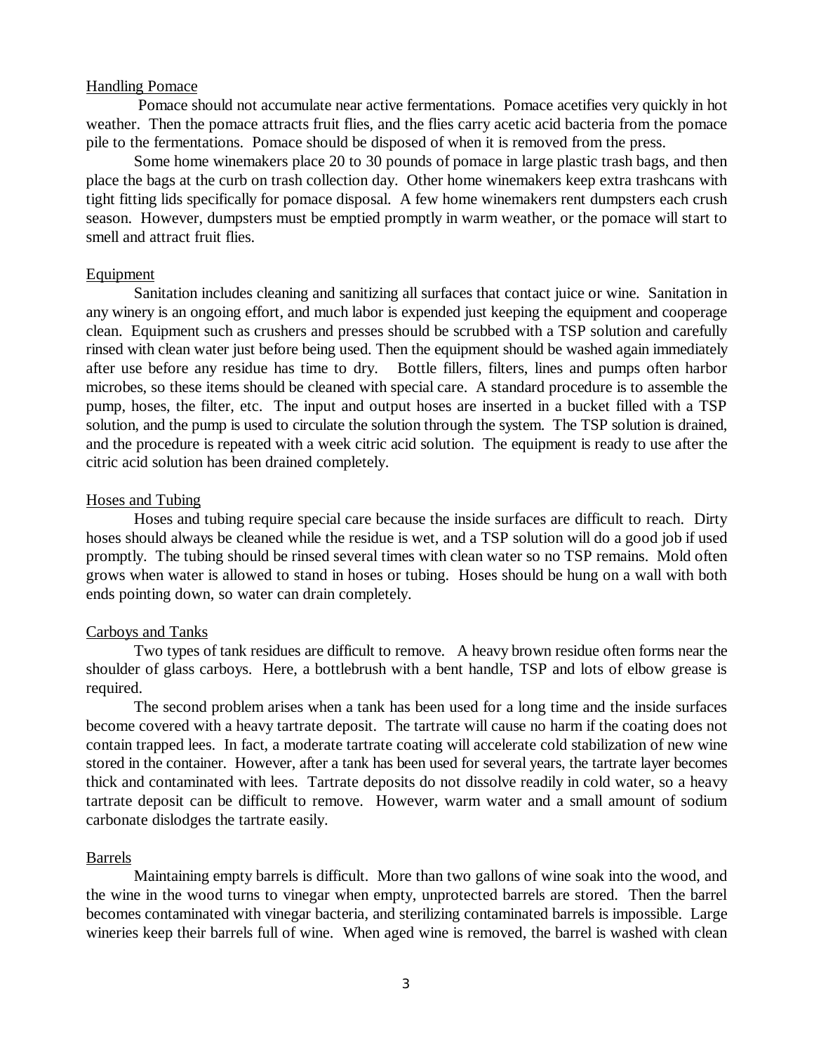## Handling Pomace

Pomace should not accumulate near active fermentations. Pomace acetifies very quickly in hot weather. Then the pomace attracts fruit flies, and the flies carry acetic acid bacteria from the pomace pile to the fermentations. Pomace should be disposed of when it is removed from the press.

Some home winemakers place 20 to 30 pounds of pomace in large plastic trash bags, and then place the bags at the curb on trash collection day. Other home winemakers keep extra trashcans with tight fitting lids specifically for pomace disposal. A few home winemakers rent dumpsters each crush season. However, dumpsters must be emptied promptly in warm weather, or the pomace will start to smell and attract fruit flies.

## Equipment

Sanitation includes cleaning and sanitizing all surfaces that contact juice or wine. Sanitation in any winery is an ongoing effort, and much labor is expended just keeping the equipment and cooperage clean. Equipment such as crushers and presses should be scrubbed with a TSP solution and carefully rinsed with clean water just before being used. Then the equipment should be washed again immediately after use before any residue has time to dry. Bottle fillers, filters, lines and pumps often harbor microbes, so these items should be cleaned with special care. A standard procedure is to assemble the pump, hoses, the filter, etc. The input and output hoses are inserted in a bucket filled with a TSP solution, and the pump is used to circulate the solution through the system. The TSP solution is drained, and the procedure is repeated with a week citric acid solution. The equipment is ready to use after the citric acid solution has been drained completely.

## Hoses and Tubing

Hoses and tubing require special care because the inside surfaces are difficult to reach. Dirty hoses should always be cleaned while the residue is wet, and a TSP solution will do a good job if used promptly. The tubing should be rinsed several times with clean water so no TSP remains. Mold often grows when water is allowed to stand in hoses or tubing. Hoses should be hung on a wall with both ends pointing down, so water can drain completely.

## Carboys and Tanks

Two types of tank residues are difficult to remove. A heavy brown residue often forms near the shoulder of glass carboys. Here, a bottlebrush with a bent handle, TSP and lots of elbow grease is required.

The second problem arises when a tank has been used for a long time and the inside surfaces become covered with a heavy tartrate deposit. The tartrate will cause no harm if the coating does not contain trapped lees. In fact, a moderate tartrate coating will accelerate cold stabilization of new wine stored in the container. However, after a tank has been used for several years, the tartrate layer becomes thick and contaminated with lees. Tartrate deposits do not dissolve readily in cold water, so a heavy tartrate deposit can be difficult to remove. However, warm water and a small amount of sodium carbonate dislodges the tartrate easily.

## Barrels

Maintaining empty barrels is difficult. More than two gallons of wine soak into the wood, and the wine in the wood turns to vinegar when empty, unprotected barrels are stored. Then the barrel becomes contaminated with vinegar bacteria, and sterilizing contaminated barrels is impossible. Large wineries keep their barrels full of wine. When aged wine is removed, the barrel is washed with clean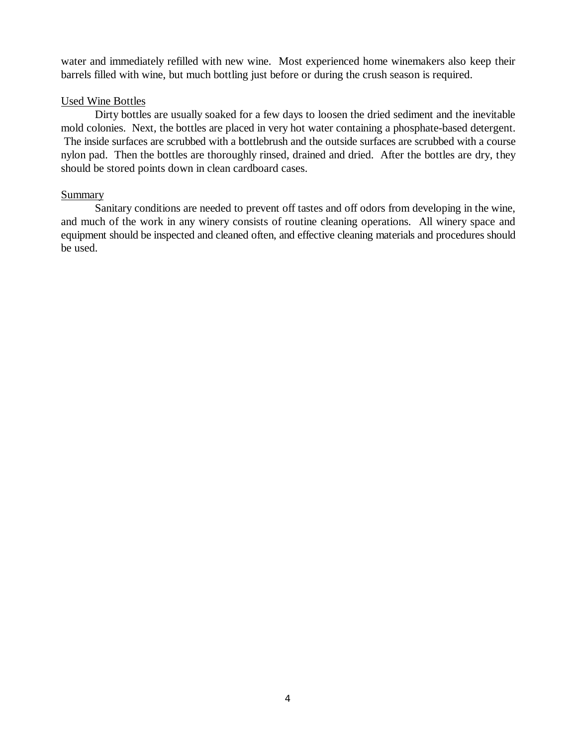water and immediately refilled with new wine. Most experienced home winemakers also keep their barrels filled with wine, but much bottling just before or during the crush season is required.

### Used Wine Bottles

Dirty bottles are usually soaked for a few days to loosen the dried sediment and the inevitable mold colonies. Next, the bottles are placed in very hot water containing a phosphate-based detergent. The inside surfaces are scrubbed with a bottlebrush and the outside surfaces are scrubbed with a course nylon pad. Then the bottles are thoroughly rinsed, drained and dried. After the bottles are dry, they should be stored points down in clean cardboard cases.

### Summary

Sanitary conditions are needed to prevent off tastes and off odors from developing in the wine, and much of the work in any winery consists of routine cleaning operations. All winery space and equipment should be inspected and cleaned often, and effective cleaning materials and procedures should be used.